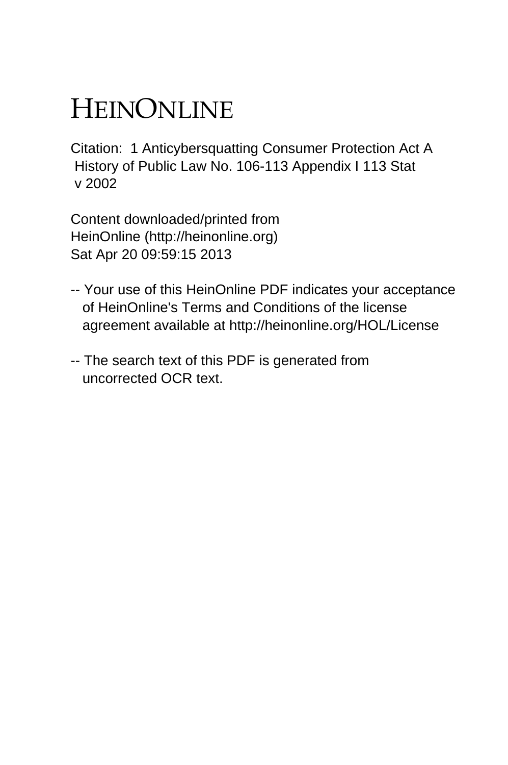# HEINONLINE

Citation: 1 Anticybersquatting Consumer Protection Act A History of Public Law No. 106-113 Appendix I 113 Stat v 2002

Content downloaded/printed from HeinOnline (http://heinonline.org) Sat Apr 20 09:59:15 2013

-- Your use of this HeinOnline PDF indicates your acceptance of HeinOnline's Terms and Conditions of the license agreement available at http://heinonline.org/HOL/License

-- The search text of this PDF is generated from uncorrected OCR text.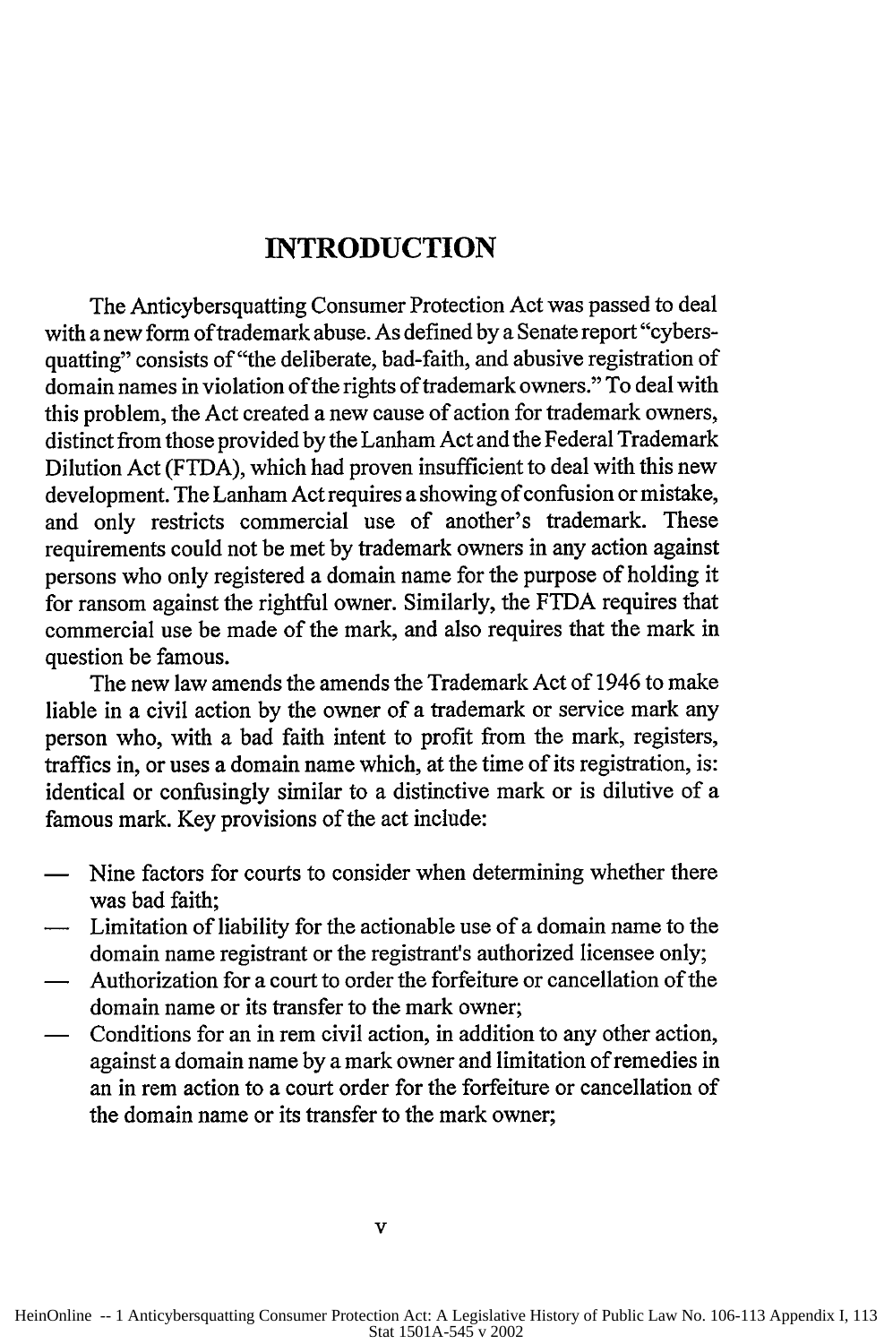# INTRODUCTION

The Anticybersquatting Consumer Protection Act was passed to deal with a new form of trademark abuse. As defined by a Senate report "cybersquatting" consists of "the deliberate, bad-faith, and abusive registration of domain names in violation of the rights of trademark owners." To deal with this problem, the Act created a new cause of action for trademark owners, distinct from those provided by the Lanham Act and the Federal Trademark Dilution Act (FTDA), which had proven insufficient to deal with this new development. The Lanham Act requires a showing of confusion or mistake, and only restricts commercial use of another's trademark. These requirements could not be met by trademark owners in any action against persons who only registered a domain name for the purpose of holding it for ransom against the rightful owner. Similarly, the FTDA requires that commercial use be made of the mark, and also requires that the mark in question be famous.

The new law amends the amends the Trademark Act of 1946 to make liable in a civil action by the owner of a trademark or service mark any person who, with a bad faith intent to profit from the mark, registers, traffics in, or uses a domain name which, at the time of its registration, is: identical or confusingly similar to a distinctive mark or is dilutive of a famous mark. Key provisions of the act include:

- Nine factors for courts to consider when determining whether there was bad faith;
- Limitation of liability for the actionable use of a domain name to the domain name registrant or the registrant's authorized licensee only;
- Authorization for a court to order the forfeiture or cancellation of the domain name or its transfer to the mark owner;
- Conditions for an in rem civil action, in addition to any other action, against a domain name by a mark owner and limitation of remedies in an in rem action to a court order for the forfeiture or cancellation of the domain name or its transfer to the mark owner;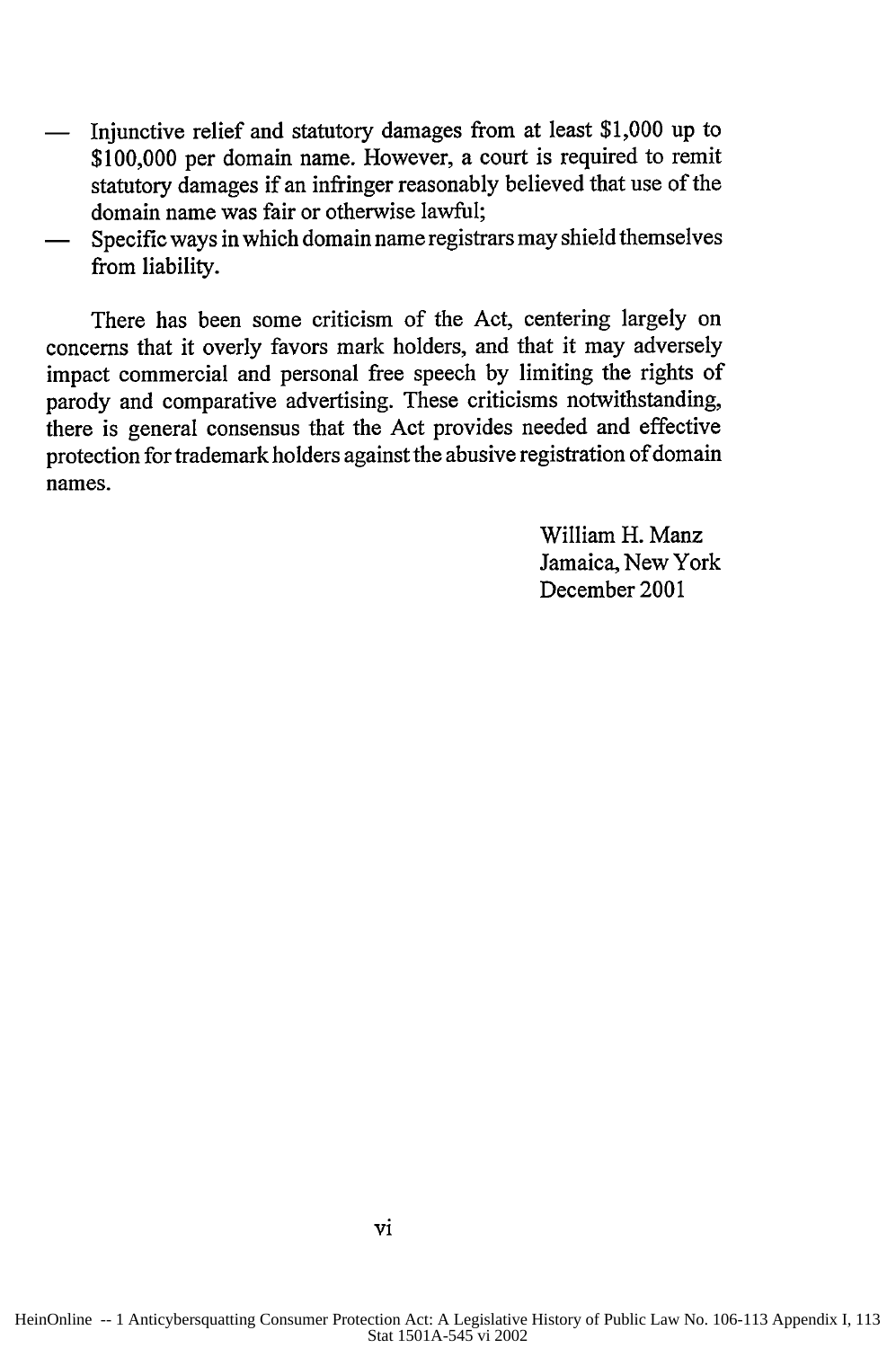— Injunctive relief and statutory damages from at least $1,000 up to $100,000 per domain name. However, a court is required to remit statutory damages if an infringer reasonably believed that use of the domain name was fair or otherwise lawful;

— Specific ways in which domain name registrars may shield themselves from liability.

There has been some criticism of the Act, centering largely on concerns that it overly favors mark holders, and that it may adversely impact commercial and personal free speech by limiting the rights of parody and comparative advertising. These criticisms notwithstanding, there is general consensus that the Act provides needed and effective protection for trademark holders against the abusive registration of domain names.

William H. Manz
Jamaica, New York
December 2001